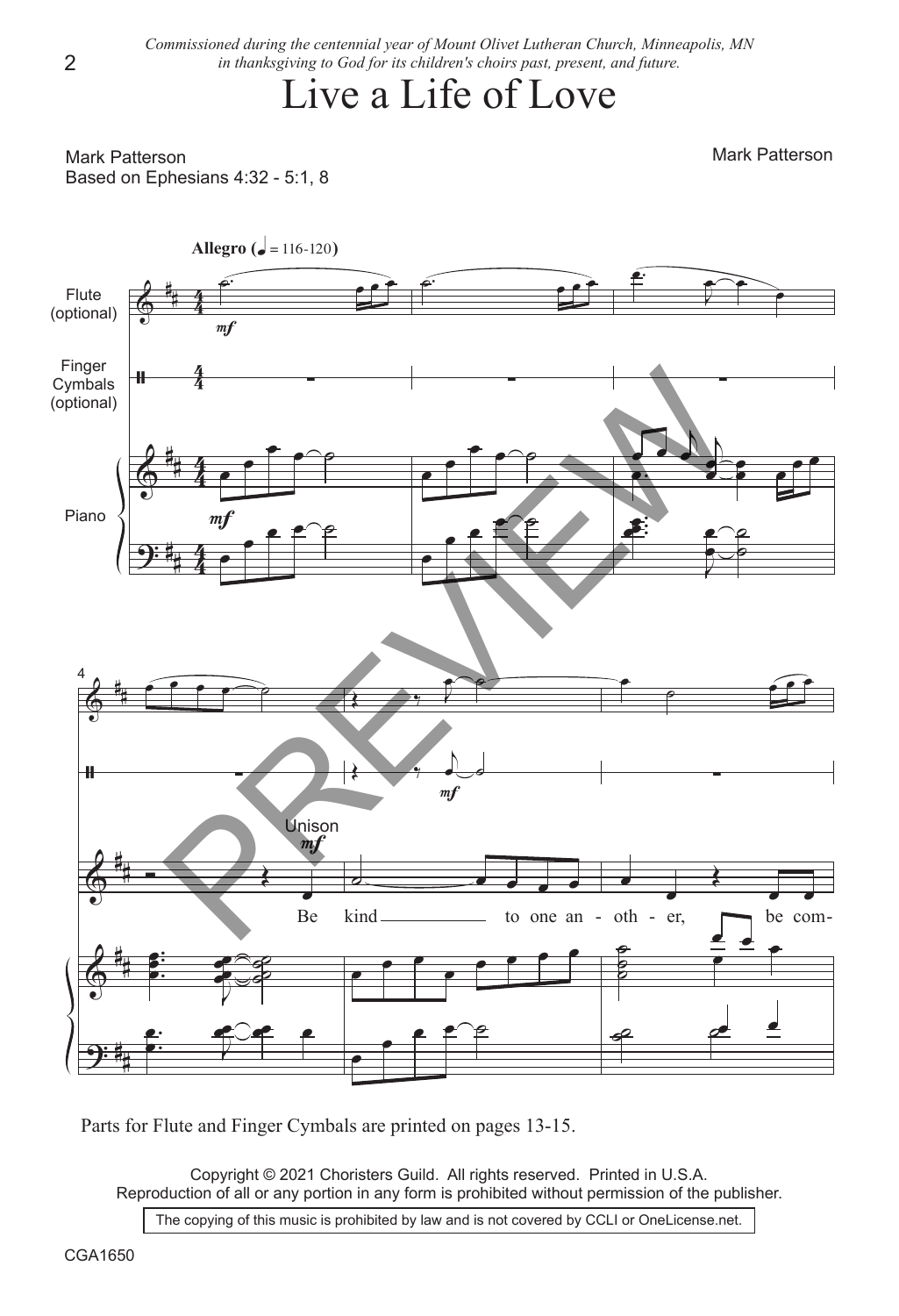*Commissioned during the centennial year of Mount Olivet Lutheran Church, Minneapolis, MN in thanksgiving to God for its children's choirs past, present, and future.*

# Live a Life of Love

Mark Patterson
Based on Ephesians 4:32 - 5:1, 8

Mark Patterson

Parts for Flute and Finger Cymbals are printed on pages 13-15.

Copyright © 2021 Choristers Guild. All rights reserved. Printed in U.S.A.
Reproduction of all or any portion in any form is prohibited without permission of the publisher.

The copying of this music is prohibited by law and is not covered by CCLI or OneLicense.net.

CGA1650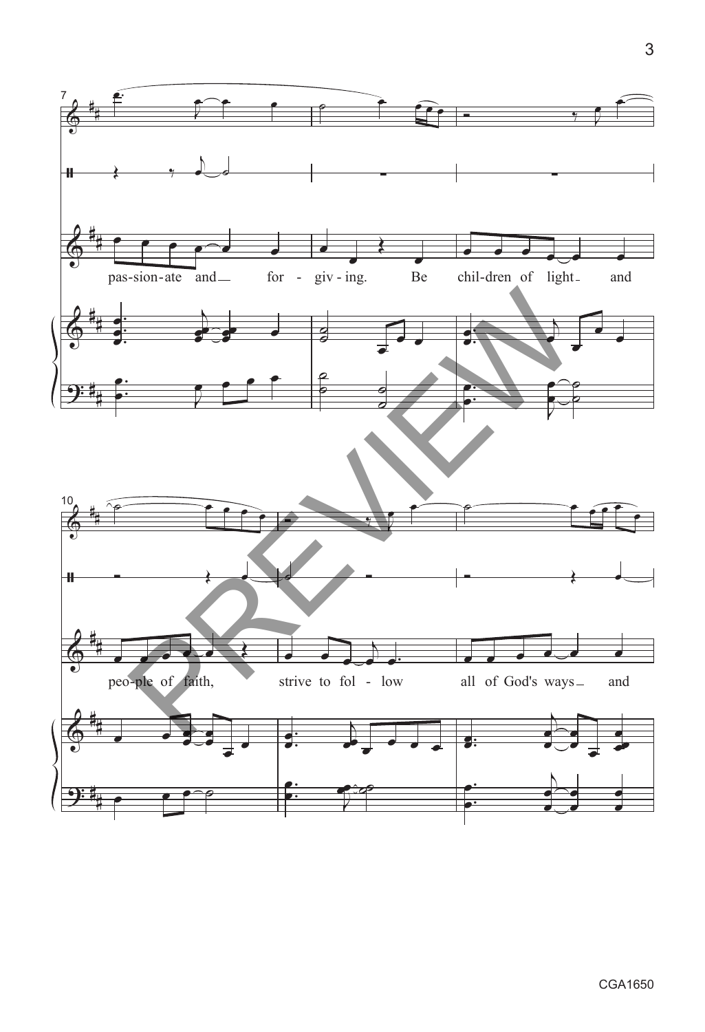pas-sion-ate and for - giv - ing. Be chil-dren of light and

peo-ple of faith, strive to fol - low all of God's ways and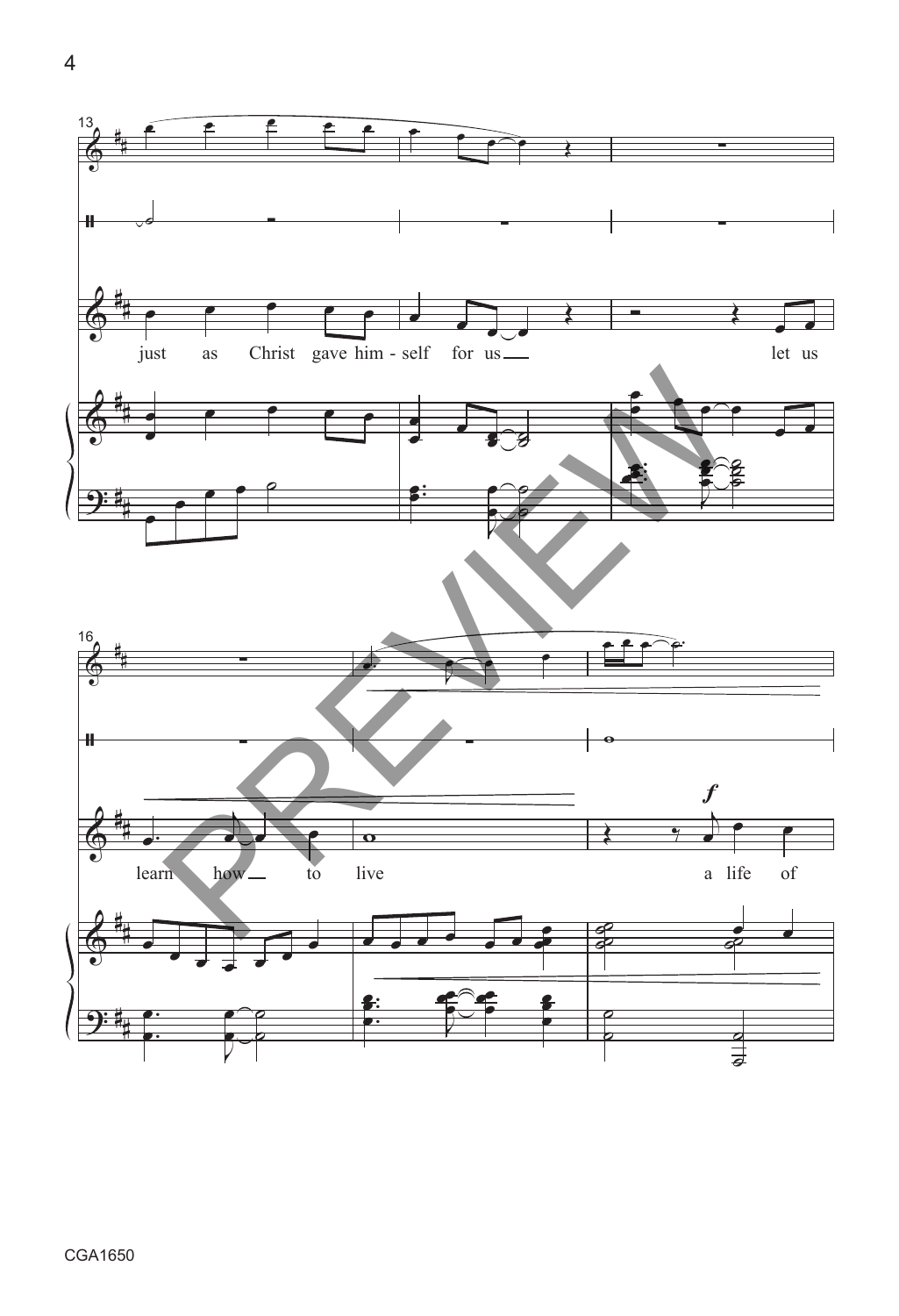13

just as Christ gave him - self for us let us

16

learn how to live a life of

*f*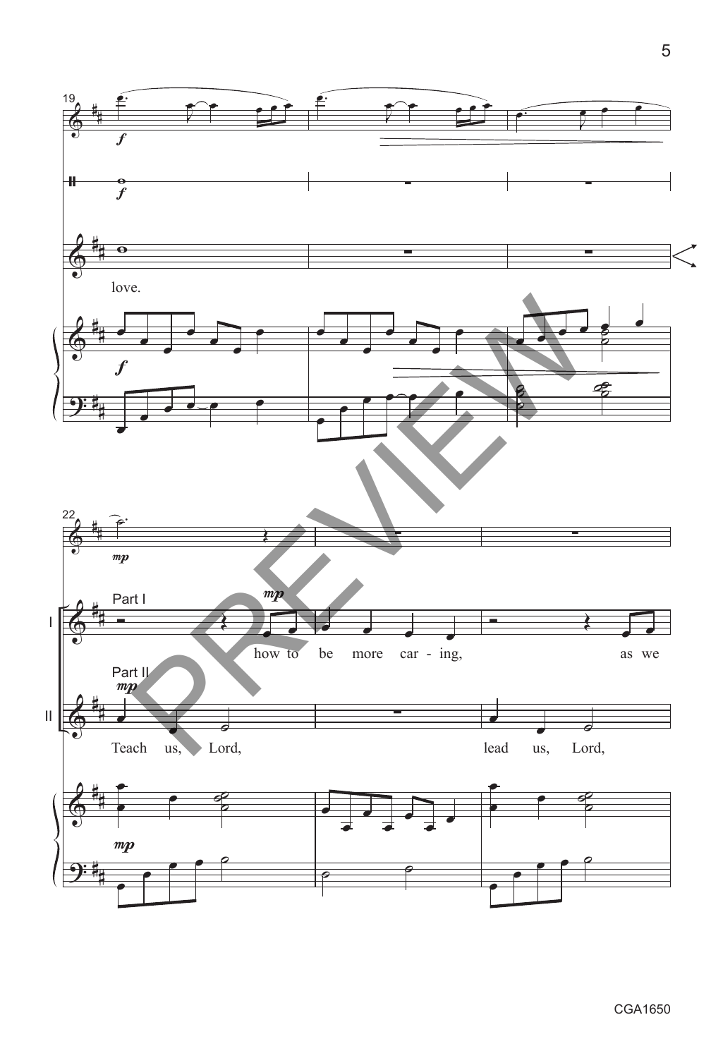love.

Part I

how to be more car - ing, as we

Part II

Teach us, Lord, lead us, Lord,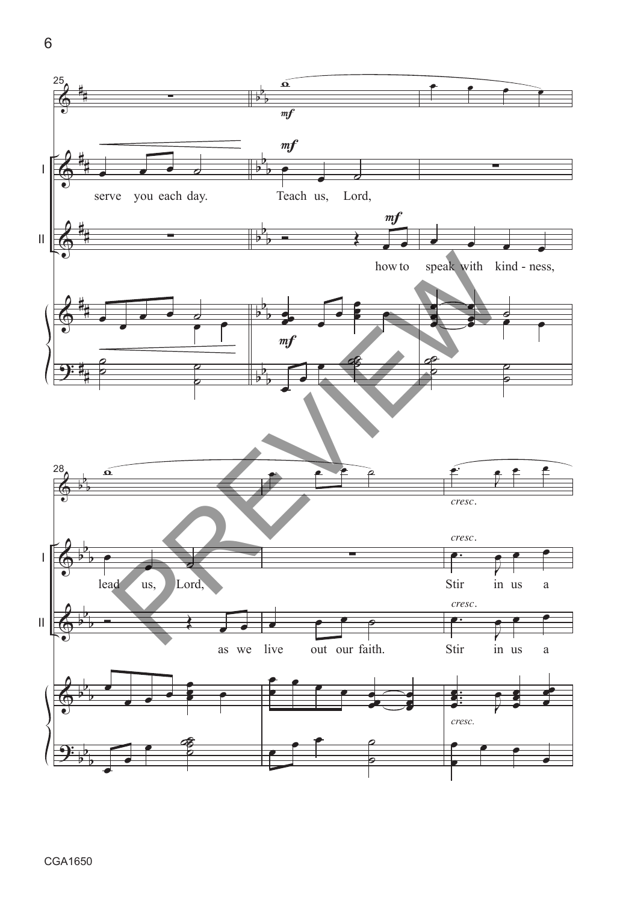serve you each day. Teach us, Lord,

how to speak with kind - ness,

lead us, Lord,

as we live out our faith.

Stir in us a

Stir in us a

CGA1650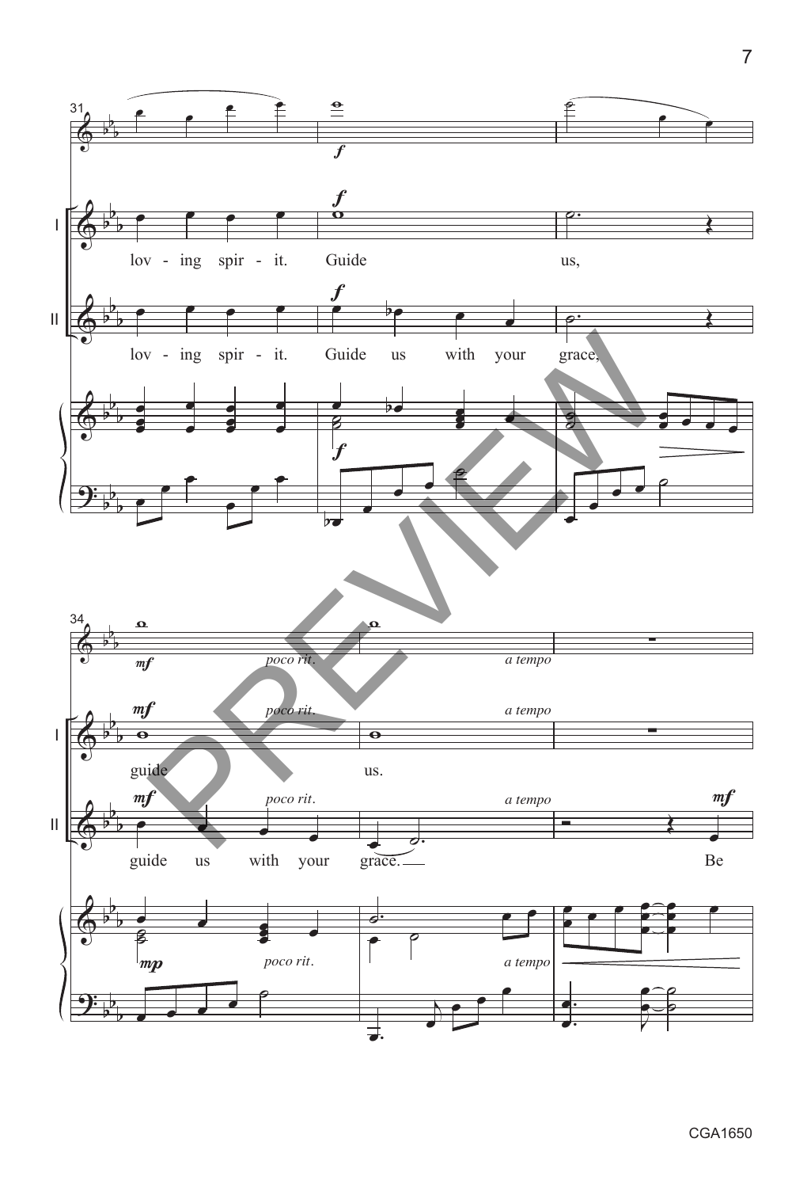lov - ing spir - it. Guide us,

lov - ing spir - it. Guide us with your grace,

guide us.

guide us with your grace. Be